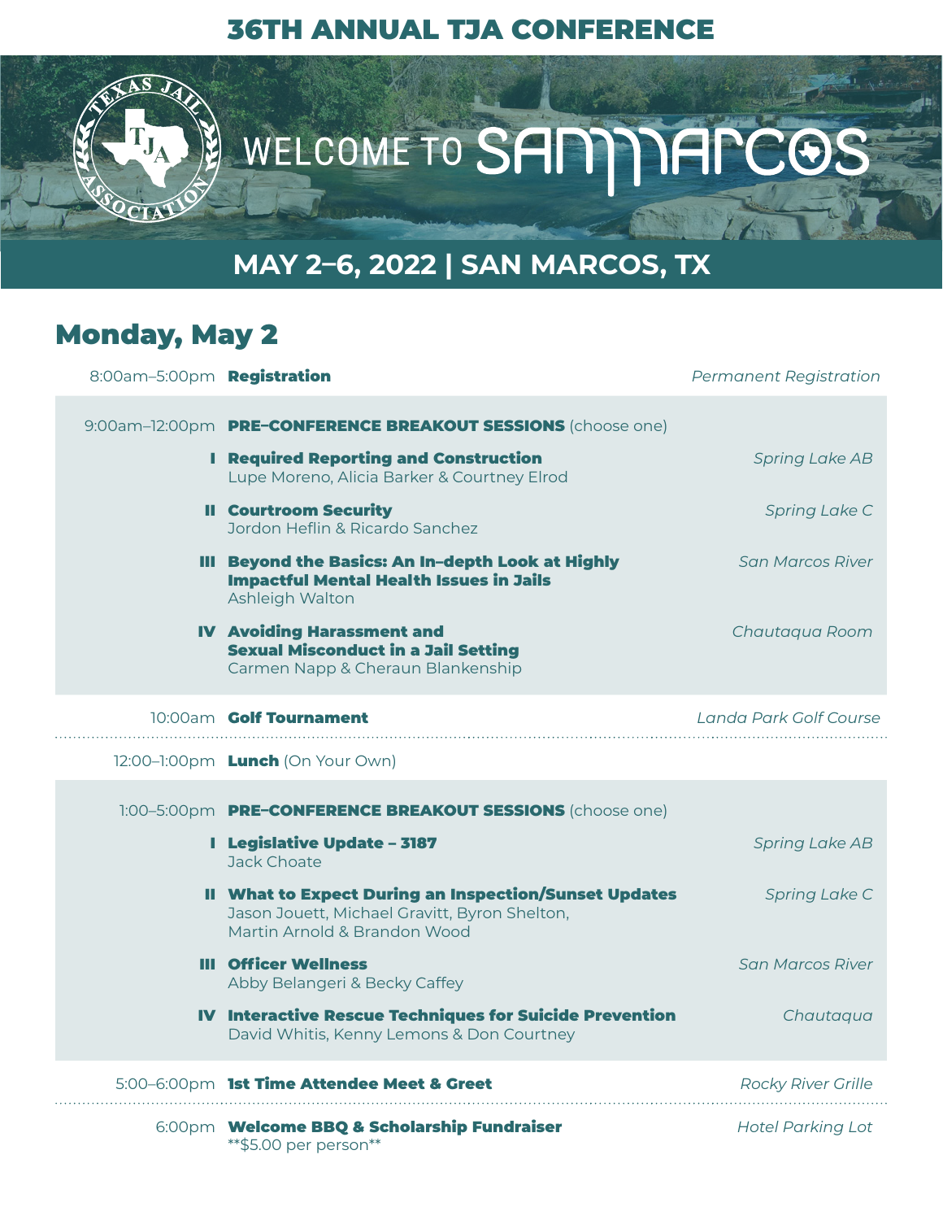# 36TH ANNUAL TJA CONFERENCE

WELCOME TO SAN MARCOS

## MAY 2–6, 2022 | SAN MARCOS, TX

## Monday, May 2

| Time | Event | Location |
|---|---|---|
| 8:00am–5:00pm | **Registration** | *Permanent Registration* |
| 9:00am–12:00pm | **PRE-CONFERENCE BREAKOUT SESSIONS** (choose one) | |
| I | **Required Reporting and Construction**<br>Lupe Moreno, Alicia Barker & Courtney Elrod | *Spring Lake AB* |
| II | **Courtroom Security**<br>Jordon Heflin & Ricardo Sanchez | *Spring Lake C* |
| III | **Beyond the Basics: An In-depth Look at Highly Impactful Mental Health Issues in Jails**<br>Ashleigh Walton | *San Marcos River* |
| IV | **Avoiding Harassment and Sexual Misconduct in a Jail Setting**<br>Carmen Napp & Cheraun Blankenship | *Chautaqua Room* |
| 10:00am | **Golf Tournament** | *Landa Park Golf Course* |
| 12:00–1:00pm | **Lunch** (On Your Own) | |
| 1:00–5:00pm | **PRE-CONFERENCE BREAKOUT SESSIONS** (choose one) | |
| I | **Legislative Update – 3187**<br>Jack Choate | *Spring Lake AB* |
| II | **What to Expect During an Inspection/Sunset Updates**<br>Jason Jouett, Michael Gravitt, Byron Shelton, Martin Arnold & Brandon Wood | *Spring Lake C* |
| III | **Officer Wellness**<br>Abby Belangeri & Becky Caffey | *San Marcos River* |
| IV | **Interactive Rescue Techniques for Suicide Prevention**<br>David Whitis, Kenny Lemons & Don Courtney | *Chautaqua* |
| 5:00–6:00pm | **1st Time Attendee Meet & Greet** | *Rocky River Grille* |
| 6:00pm | **Welcome BBQ & Scholarship Fundraiser**<br>**$5.00 per person** | *Hotel Parking Lot* |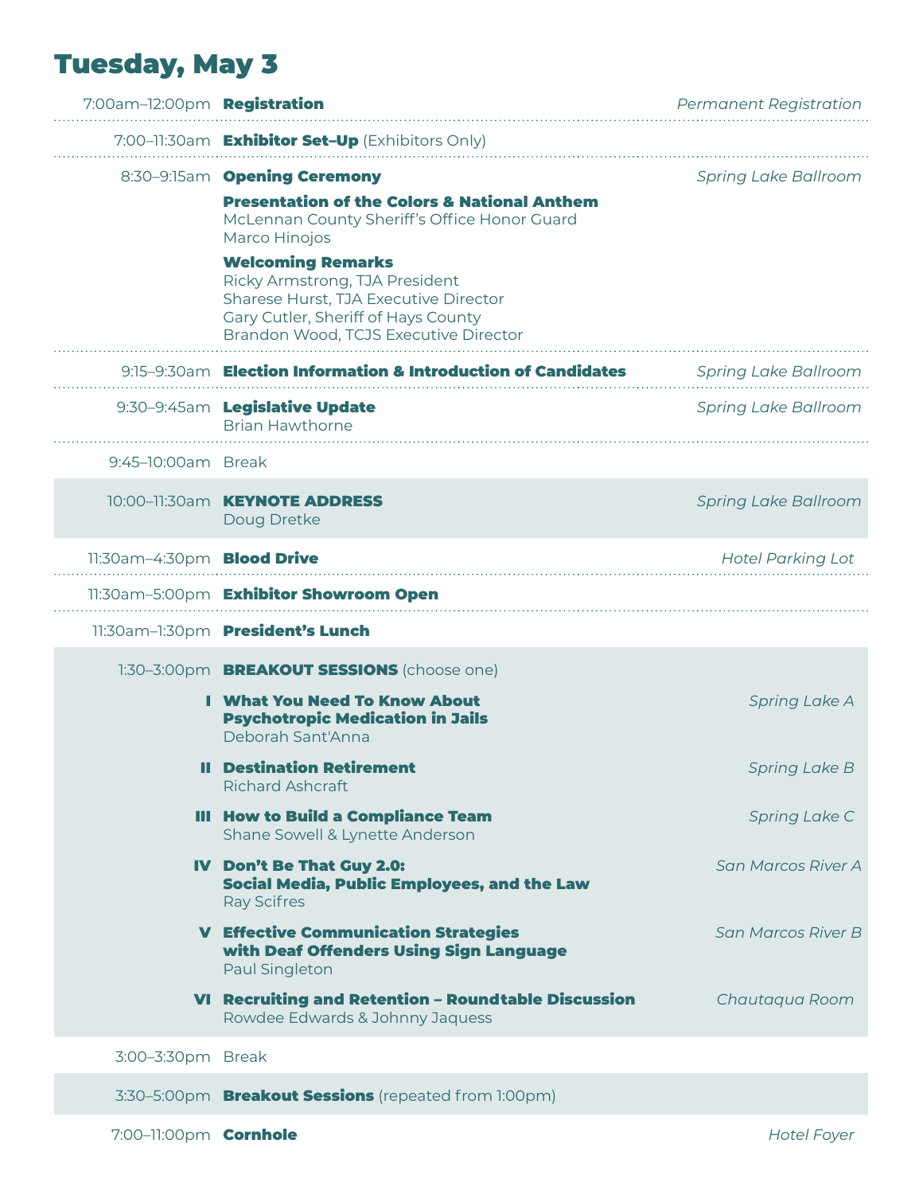# Tuesday, May 3

7:00am–12:00pm **Registration** — *Permanent Registration*

7:00–11:30am **Exhibitor Set–Up** (Exhibitors Only)

8:30–9:15am **Opening Ceremony** — *Spring Lake Ballroom*

**Presentation of the Colors & National Anthem**
McLennan County Sheriff's Office Honor Guard
Marco Hinojos

**Welcoming Remarks**
Ricky Armstrong, TJA President
Sharese Hurst, TJA Executive Director
Gary Cutler, Sheriff of Hays County
Brandon Wood, TCJS Executive Director

9:15–9:30am **Election Information & Introduction of Candidates** — *Spring Lake Ballroom*

9:30–9:45am **Legislative Update** — *Spring Lake Ballroom*
Brian Hawthorne

9:45–10:00am Break

10:00–11:30am **KEYNOTE ADDRESS** — *Spring Lake Ballroom*
Doug Dretke

11:30am–4:30pm **Blood Drive** — *Hotel Parking Lot*

11:30am–5:00pm **Exhibitor Showroom Open**

11:30am–1:30pm **President's Lunch**

1:30–3:00pm **BREAKOUT SESSIONS** (choose one)

- **I What You Need To Know About Psychotropic Medication in Jails** — *Spring Lake A*
  Deborah Sant'Anna
- **II Destination Retirement** — *Spring Lake B*
  Richard Ashcraft
- **III How to Build a Compliance Team** — *Spring Lake C*
  Shane Sowell & Lynette Anderson
- **IV Don't Be That Guy 2.0: Social Media, Public Employees, and the Law** — *San Marcos River A*
  Ray Scifres
- **V Effective Communication Strategies with Deaf Offenders Using Sign Language** — *San Marcos River B*
  Paul Singleton
- **VI Recruiting and Retention – Roundtable Discussion** — *Chautaqua Room*
  Rowdee Edwards & Johnny Jaquess

3:00–3:30pm Break

3:30–5:00pm **Breakout Sessions** (repeated from 1:00pm)

7:00–11:00pm **Cornhole** — *Hotel Foyer*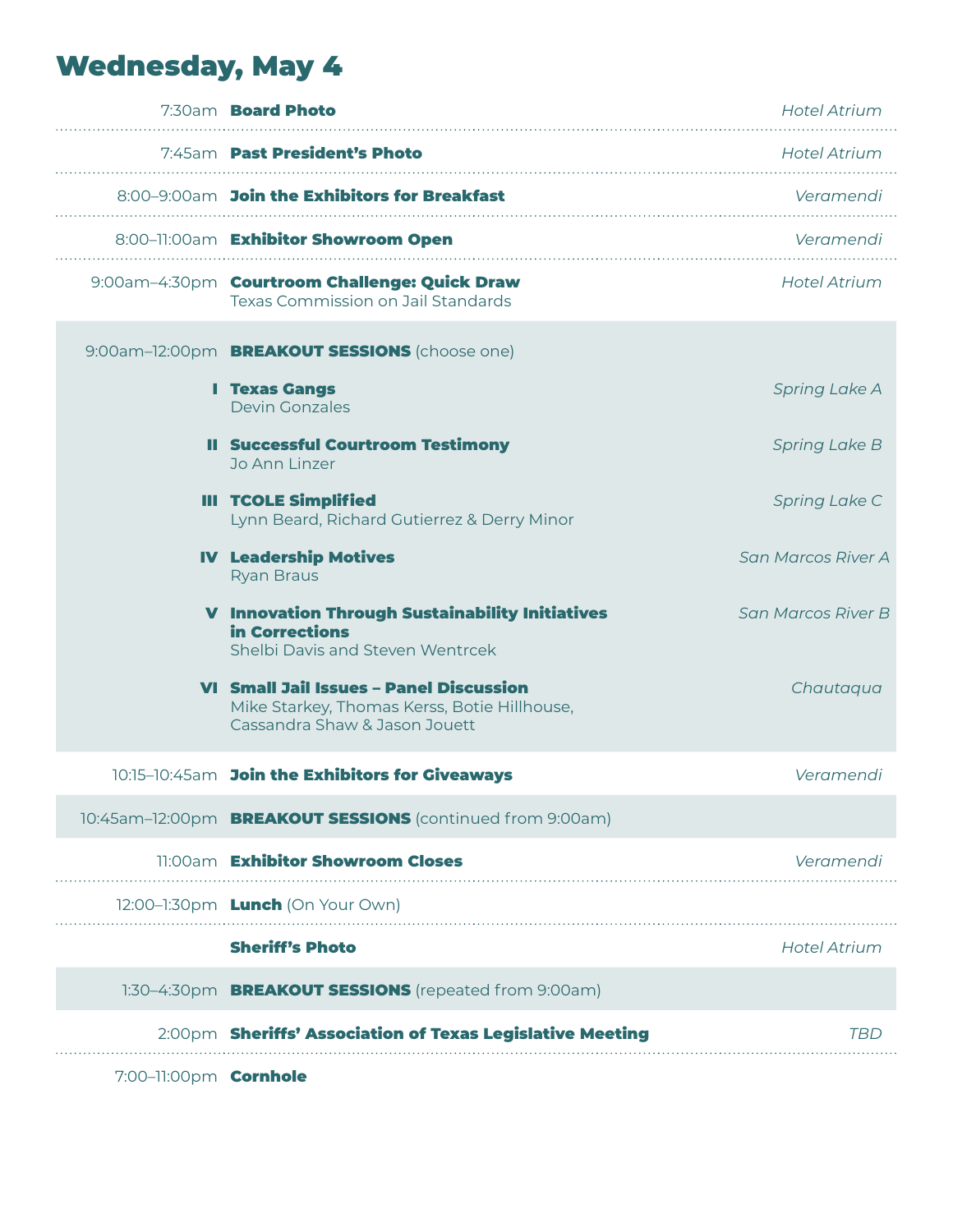# Wednesday, May 4

| Time | Event | Location |
| --- | --- | --- |
| 7:30am | **Board Photo** | *Hotel Atrium* |
| 7:45am | **Past President's Photo** | *Hotel Atrium* |
| 8:00–9:00am | **Join the Exhibitors for Breakfast** | *Veramendi* |
| 8:00–11:00am | **Exhibitor Showroom Open** | *Veramendi* |
| 9:00am–4:30pm | **Courtroom Challenge: Quick Draw**<br>Texas Commission on Jail Standards | *Hotel Atrium* |
| 9:00am–12:00pm | **BREAKOUT SESSIONS** (choose one) | |
| I | **Texas Gangs**<br>Devin Gonzales | *Spring Lake A* |
| II | **Successful Courtroom Testimony**<br>Jo Ann Linzer | *Spring Lake B* |
| III | **TCOLE Simplified**<br>Lynn Beard, Richard Gutierrez & Derry Minor | *Spring Lake C* |
| IV | **Leadership Motives**<br>Ryan Braus | *San Marcos River A* |
| V | **Innovation Through Sustainability Initiatives in Corrections**<br>Shelbi Davis and Steven Wentrcek | *San Marcos River B* |
| VI | **Small Jail Issues – Panel Discussion**<br>Mike Starkey, Thomas Kerss, Botie Hillhouse, Cassandra Shaw & Jason Jouett | *Chautaqua* |
| 10:15–10:45am | **Join the Exhibitors for Giveaways** | *Veramendi* |
| 10:45am–12:00pm | **BREAKOUT SESSIONS** (continued from 9:00am) | |
| 11:00am | **Exhibitor Showroom Closes** | *Veramendi* |
| 12:00–1:30pm | **Lunch** (On Your Own) | |
| | **Sheriff's Photo** | *Hotel Atrium* |
| 1:30–4:30pm | **BREAKOUT SESSIONS** (repeated from 9:00am) | |
| 2:00pm | **Sheriffs' Association of Texas Legislative Meeting** | *TBD* |
| 7:00–11:00pm | **Cornhole** | |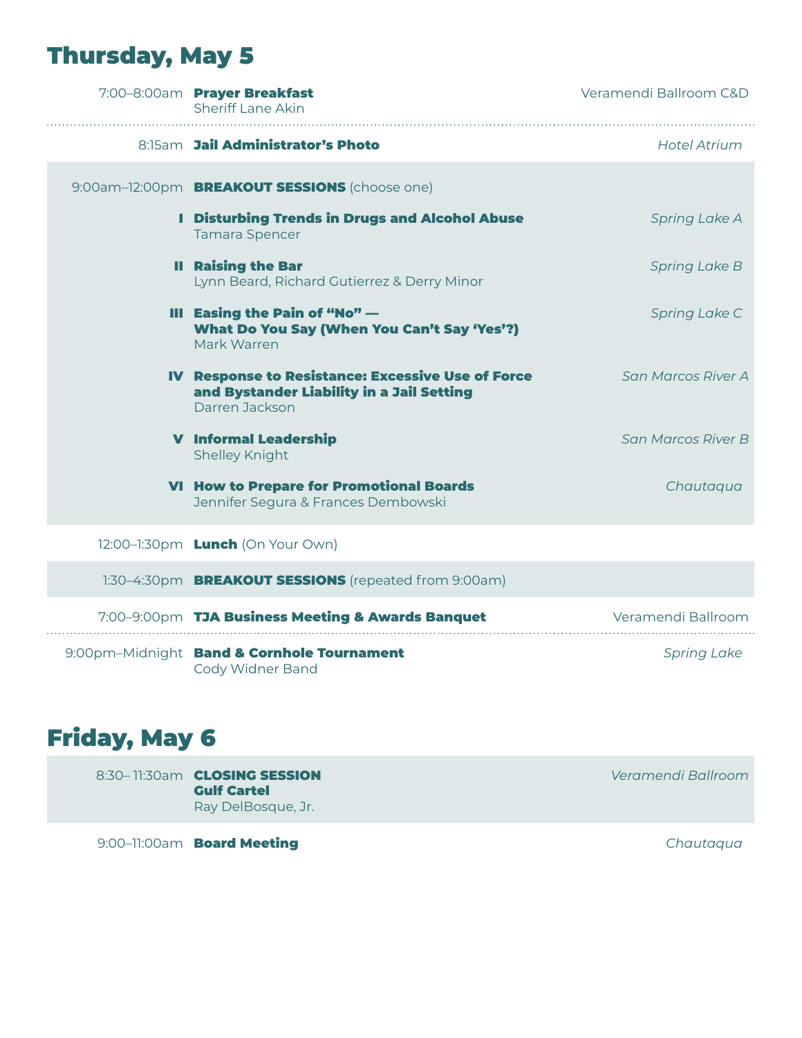## Thursday, May 5

7:00–8:00am **Prayer Breakfast** — Veramendi Ballroom C&D
Sheriff Lane Akin

8:15am **Jail Administrator's Photo** — *Hotel Atrium*

9:00am–12:00pm **BREAKOUT SESSIONS** (choose one)

- **I Disturbing Trends in Drugs and Alcohol Abuse** — *Spring Lake A*
  Tamara Spencer
- **II Raising the Bar** — *Spring Lake B*
  Lynn Beard, Richard Gutierrez & Derry Minor
- **III Easing the Pain of "No" — What Do You Say (When You Can't Say 'Yes'?)** — *Spring Lake C*
  Mark Warren
- **IV Response to Resistance: Excessive Use of Force and Bystander Liability in a Jail Setting** — *San Marcos River A*
  Darren Jackson
- **V Informal Leadership** — *San Marcos River B*
  Shelley Knight
- **VI How to Prepare for Promotional Boards** — *Chautaqua*
  Jennifer Segura & Frances Dembowski

12:00–1:30pm **Lunch** (On Your Own)

1:30–4:30pm **BREAKOUT SESSIONS** (repeated from 9:00am)

7:00–9:00pm **TJA Business Meeting & Awards Banquet** — Veramendi Ballroom

9:00pm–Midnight **Band & Cornhole Tournament** — *Spring Lake*
Cody Widner Band

## Friday, May 6

8:30– 11:30am **CLOSING SESSION** — *Veramendi Ballroom*
**Gulf Cartel**
Ray DelBosque, Jr.

9:00–11:00am **Board Meeting** — *Chautaqua*